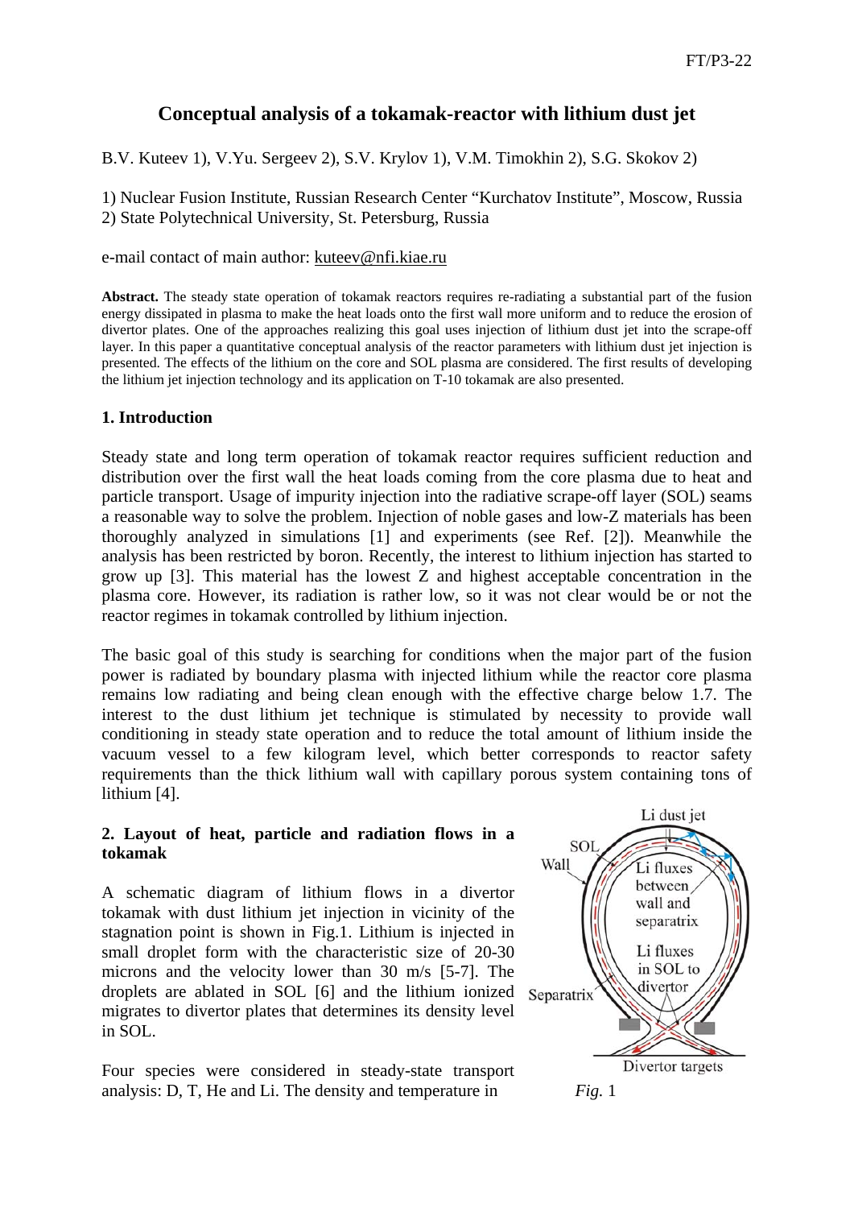# Conceptual analysis of a tokamak-reactor with lithium dust jet

B.V. Kuteev 1), V.Yu. Sergeev 2), S.V. Krylov 1), V.M. Timokhin 2), S.G. Skokov 2)

1) Nuclear Fusion Institute, Russian Research Center "Kurchatov Institute", Moscow, Russia
2) State Polytechnical University, St. Petersburg, Russia

e-mail contact of main author: kuteev@nfi.kiae.ru

**Abstract.** The steady state operation of tokamak reactors requires re-radiating a substantial part of the fusion energy dissipated in plasma to make the heat loads onto the first wall more uniform and to reduce the erosion of divertor plates. One of the approaches realizing this goal uses injection of lithium dust jet into the scrape-off layer. In this paper a quantitative conceptual analysis of the reactor parameters with lithium dust jet injection is presented. The effects of the lithium on the core and SOL plasma are considered. The first results of developing the lithium jet injection technology and its application on T-10 tokamak are also presented.

## 1. Introduction

Steady state and long term operation of tokamak reactor requires sufficient reduction and distribution over the first wall the heat loads coming from the core plasma due to heat and particle transport. Usage of impurity injection into the radiative scrape-off layer (SOL) seams a reasonable way to solve the problem. Injection of noble gases and low-Z materials has been thoroughly analyzed in simulations [1] and experiments (see Ref. [2]). Meanwhile the analysis has been restricted by boron. Recently, the interest to lithium injection has started to grow up [3]. This material has the lowest Z and highest acceptable concentration in the plasma core. However, its radiation is rather low, so it was not clear would be or not the reactor regimes in tokamak controlled by lithium injection.

The basic goal of this study is searching for conditions when the major part of the fusion power is radiated by boundary plasma with injected lithium while the reactor core plasma remains low radiating and being clean enough with the effective charge below 1.7. The interest to the dust lithium jet technique is stimulated by necessity to provide wall conditioning in steady state operation and to reduce the total amount of lithium inside the vacuum vessel to a few kilogram level, which better corresponds to reactor safety requirements than the thick lithium wall with capillary porous system containing tons of lithium [4].

## 2. Layout of heat, particle and radiation flows in a tokamak

A schematic diagram of lithium flows in a divertor tokamak with dust lithium jet injection in vicinity of the stagnation point is shown in Fig.1. Lithium is injected in small droplet form with the characteristic size of 20-30 microns and the velocity lower than 30 m/s [5-7]. The droplets are ablated in SOL [6] and the lithium ionized migrates to divertor plates that determines its density level in SOL.

Li dust jet
SOL
Wall
Li fluxes between wall and separatrix
Li fluxes in SOL to divertor
Separatrix
Divertor targets

*Fig.* 1

Four species were considered in steady-state transport analysis: D, T, He and Li. The density and temperature in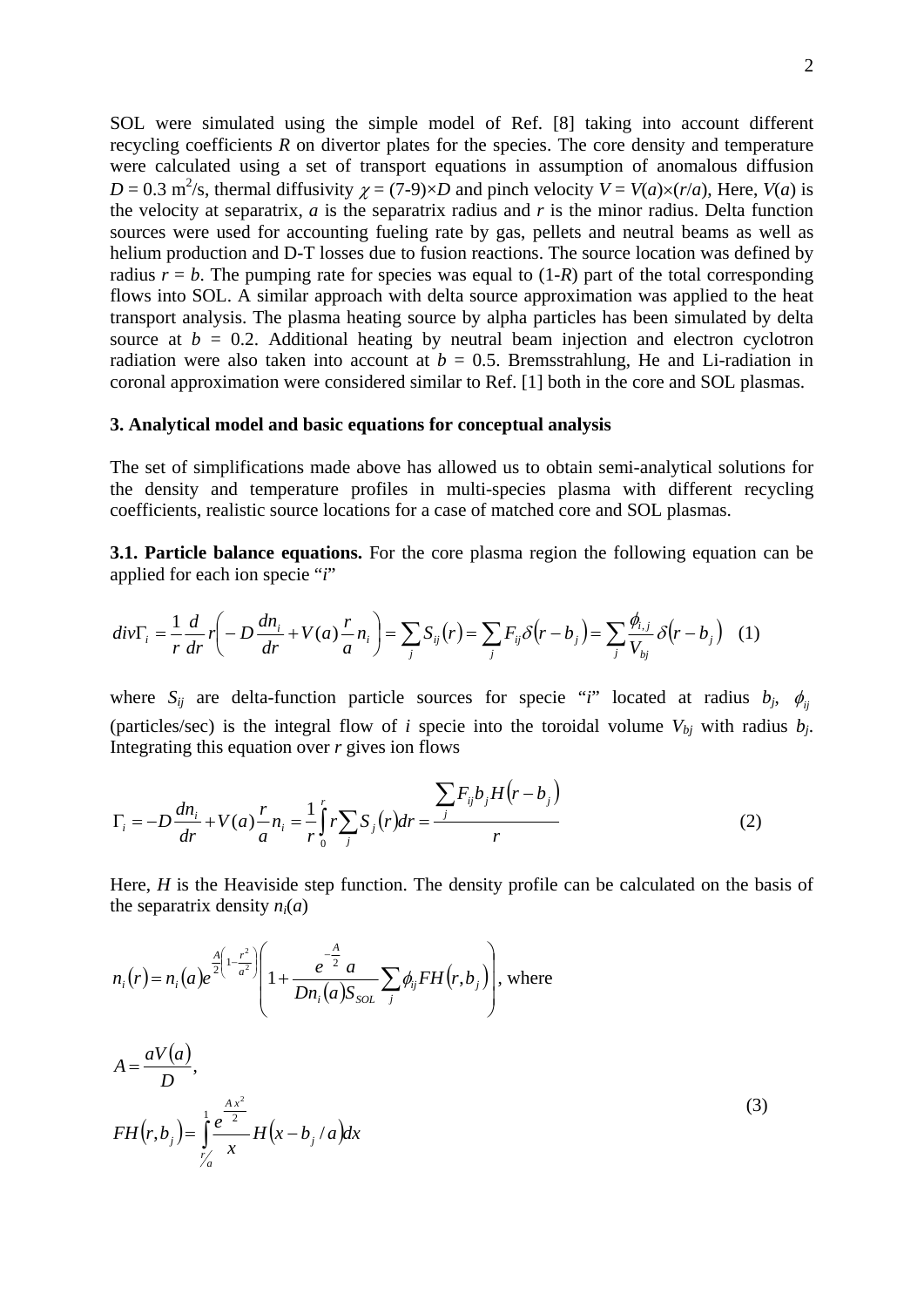SOL were simulated using the simple model of Ref. [8] taking into account different recycling coefficients $R$ on divertor plates for the species. The core density and temperature were calculated using a set of transport equations in assumption of anomalous diffusion $D = 0.3$ m$^2$/s, thermal diffusivity $\chi = (7\text{-}9)\times D$ and pinch velocity $V = V(a)\times(r/a)$, Here, $V(a)$ is the velocity at separatrix, $a$ is the separatrix radius and $r$ is the minor radius. Delta function sources were used for accounting fueling rate by gas, pellets and neutral beams as well as helium production and D-T losses due to fusion reactions. The source location was defined by radius $r = b$. The pumping rate for species was equal to (1-$R$) part of the total corresponding flows into SOL. A similar approach with delta source approximation was applied to the heat transport analysis. The plasma heating source by alpha particles has been simulated by delta source at $b$ = 0.2. Additional heating by neutral beam injection and electron cyclotron radiation were also taken into account at $b$ = 0.5. Bremsstrahlung, He and Li-radiation in coronal approximation were considered similar to Ref. [1] both in the core and SOL plasmas.

### 3. Analytical model and basic equations for conceptual analysis

The set of simplifications made above has allowed us to obtain semi-analytical solutions for the density and temperature profiles in multi-species plasma with different recycling coefficients, realistic source locations for a case of matched core and SOL plasmas.

**3.1. Particle balance equations.** For the core plasma region the following equation can be applied for each ion specie "$i$"

$$div\Gamma_i = \frac{1}{r}\frac{d}{dr}r\left(-D\frac{dn_i}{dr} + V(a)\frac{r}{a}n_i\right) = \sum_j S_{ij}(r) = \sum_j F_{ij}\delta(r-b_j) = \sum_j \frac{\phi_{i,j}}{V_{bj}}\delta(r-b_j) \quad (1)$$

where $S_{ij}$ are delta-function particle sources for specie "$i$" located at radius $b_j$, $\phi_{ij}$ (particles/sec) is the integral flow of $i$ specie into the toroidal volume $V_{bj}$ with radius $b_j$. Integrating this equation over $r$ gives ion flows

$$\Gamma_i = -D\frac{dn_i}{dr} + V(a)\frac{r}{a}n_i = \frac{1}{r}\int_0^r r\sum_j S_j(r)dr = \frac{\sum_j F_{ij}b_j H(r-b_j)}{r} \quad (2)$$

Here, $H$ is the Heaviside step function. The density profile can be calculated on the basis of the separatrix density $n_i(a)$

$$n_i(r) = n_i(a)e^{\frac{A}{2}\left(1-\frac{r^2}{a^2}\right)}\left(1 + \frac{e^{-\frac{A}{2}}a}{Dn_i(a)S_{SOL}}\sum_j \phi_{ij}FH(r,b_j)\right), \text{ where}$$

$$A = \frac{aV(a)}{D},$$
$$FH(r,b_j) = \int_{r/a}^{1}\frac{e^{\frac{Ax^2}{2}}}{x}H(x-b_j/a)dx \quad (3)$$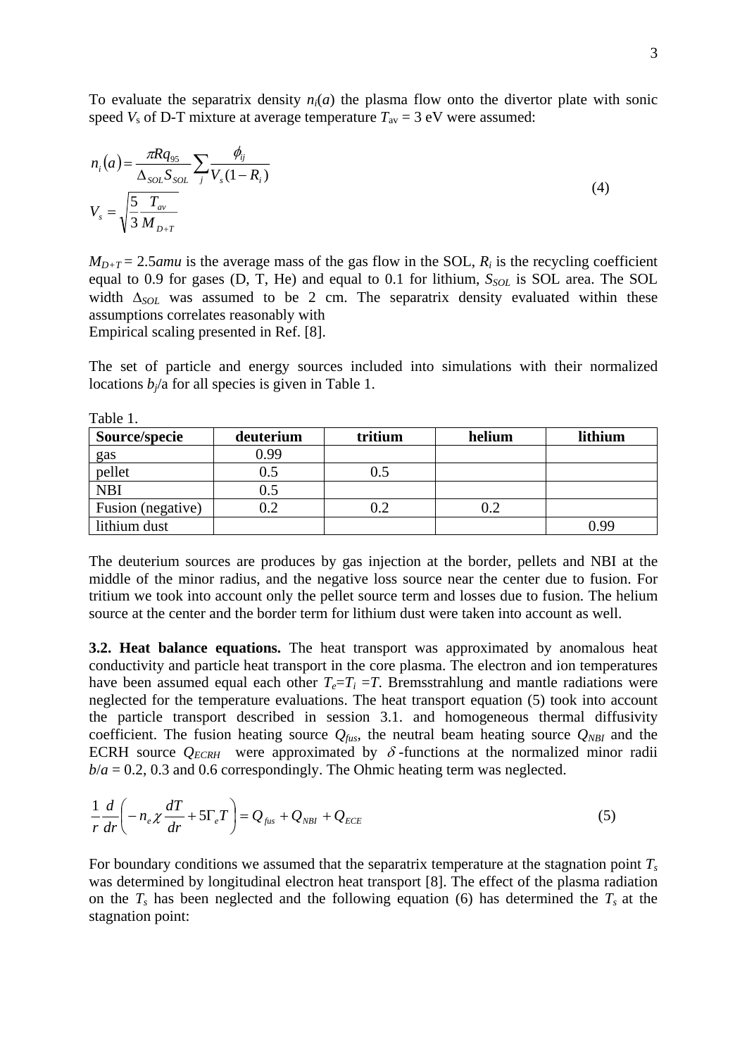To evaluate the separatrix density $n_i(a)$ the plasma flow onto the divertor plate with sonic speed $V_s$ of D-T mixture at average temperature $T_{av}$ = 3 eV were assumed:

$$
\begin{aligned}
n_i(a) &= \frac{\pi R q_{95}}{\Delta_{SOL} S_{SOL}} \sum_j \frac{\phi_{ij}}{V_s (1 - R_i)} \\
V_s &= \sqrt{\frac{5}{3} \frac{T_{av}}{M_{D+T}}}
\end{aligned}
\tag{4}
$$

$M_{D+T}$ = 2.5*amu* is the average mass of the gas flow in the SOL, $R_i$ is the recycling coefficient equal to 0.9 for gases (D, T, He) and equal to 0.1 for lithium, $S_{SOL}$ is SOL area. The SOL width $\Delta_{SOL}$ was assumed to be 2 cm. The separatrix density evaluated within these assumptions correlates reasonably with
Empirical scaling presented in Ref. [8].

The set of particle and energy sources included into simulations with their normalized locations $b_j$/a for all species is given in Table 1.

Table 1.

| Source/specie | deuterium | tritium | helium | lithium |
|---|---|---|---|---|
| gas | 0.99 | | | |
| pellet | 0.5 | 0.5 | | |
| NBI | 0.5 | | | |
| Fusion (negative) | 0.2 | 0.2 | 0.2 | |
| lithium dust | | | | 0.99 |

The deuterium sources are produces by gas injection at the border, pellets and NBI at the middle of the minor radius, and the negative loss source near the center due to fusion. For tritium we took into account only the pellet source term and losses due to fusion. The helium source at the center and the border term for lithium dust were taken into account as well.

**3.2. Heat balance equations.** The heat transport was approximated by anomalous heat conductivity and particle heat transport in the core plasma. The electron and ion temperatures have been assumed equal each other $T_e$=$T_i$ =$T$. Bremsstrahlung and mantle radiations were neglected for the temperature evaluations. The heat transport equation (5) took into account the particle transport described in session 3.1. and homogeneous thermal diffusivity coefficient. The fusion heating source $Q_{fus}$, the neutral beam heating source $Q_{NBI}$ and the ECRH source $Q_{ECRH}$ were approximated by $\delta$-functions at the normalized minor radii $b/a$ = 0.2, 0.3 and 0.6 correspondingly. The Ohmic heating term was neglected.

$$
\frac{1}{r}\frac{d}{dr}\left( -n_e \chi \frac{dT}{dr} + 5\Gamma_e T \right) = Q_{fus} + Q_{NBI} + Q_{ECE} \tag{5}
$$

For boundary conditions we assumed that the separatrix temperature at the stagnation point $T_s$ was determined by longitudinal electron heat transport [8]. The effect of the plasma radiation on the $T_s$ has been neglected and the following equation (6) has determined the $T_s$ at the stagnation point: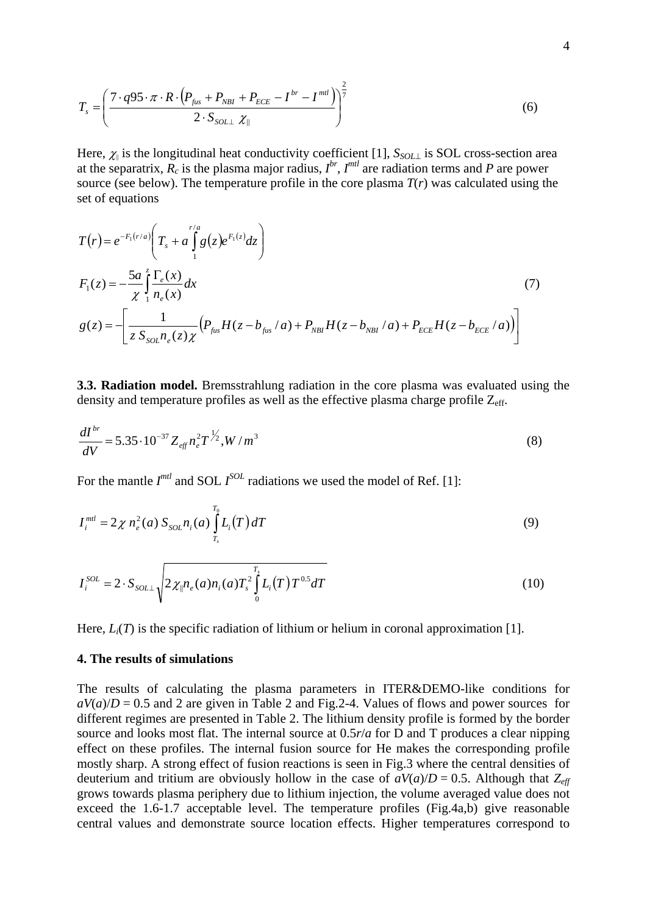$$T_s = \left( \frac{7 \cdot q95 \cdot \pi \cdot R \cdot \left( P_{fus} + P_{NBI} + P_{ECE} - I^{br} - I^{mtl} \right)}{2 \cdot S_{SOL\perp} \ \chi_{\parallel}} \right)^{\frac{2}{7}} \tag{6}$$

Here, $\chi_{\parallel}$ is the longitudinal heat conductivity coefficient [1], $S_{SOL\perp}$ is SOL cross-section area at the separatrix, $R_c$ is the plasma major radius, $I^{br}$, $I^{mtl}$ are radiation terms and $P$ are power source (see below). The temperature profile in the core plasma $T(r)$ was calculated using the set of equations

$$\begin{aligned}
T(r) &= e^{-F_1(r/a)} \left( T_s + a \int_1^{r/a} g(z) e^{F_1(z)} dz \right) \\
F_1(z) &= -\frac{5a}{\chi} \int_1^{z} \frac{\Gamma_e(x)}{n_e(x)} dx \\
g(z) &= -\left[ \frac{1}{z \, S_{SOL} n_e(z) \chi} \left( P_{fus} H(z - b_{fus}/a) + P_{NBI} H(z - b_{NBI}/a) + P_{ECE} H(z - b_{ECE}/a) \right) \right]
\end{aligned} \tag{7}$$

**3.3. Radiation model.** Bremsstrahlung radiation in the core plasma was evaluated using the density and temperature profiles as well as the effective plasma charge profile $Z_{eff}$.

$$\frac{dI^{br}}{dV} = 5.35 \cdot 10^{-37} Z_{eff} n_e^2 T^{1/2}, W/m^3 \tag{8}$$

For the mantle $I^{mtl}$ and SOL $I^{SOL}$ radiations we used the model of Ref. [1]:

$$I_i^{mtl} = 2\chi \, n_e^2(a) \, S_{SOL} n_i(a) \int_{T_s}^{T_0} L_i(T) \, dT \tag{9}$$

$$I_i^{SOL} = 2 \cdot S_{SOL\perp} \sqrt{2\chi_{\parallel} n_e(a) n_i(a) T_s^2 \int_0^{T_s} L_i(T) T^{0.5} dT} \tag{10}$$

Here, $L_i(T)$ is the specific radiation of lithium or helium in coronal approximation [1].

#### 4. The results of simulations

The results of calculating the plasma parameters in ITER&DEMO-like conditions for $aV(a)/D = 0.5$ and 2 are given in Table 2 and Fig.2-4. Values of flows and power sources for different regimes are presented in Table 2. The lithium density profile is formed by the border source and looks most flat. The internal source at $0.5r/a$ for D and T produces a clear nipping effect on these profiles. The internal fusion source for He makes the corresponding profile mostly sharp. A strong effect of fusion reactions is seen in Fig.3 where the central densities of deuterium and tritium are obviously hollow in the case of $aV(a)/D = 0.5$. Although that $Z_{eff}$ grows towards plasma periphery due to lithium injection, the volume averaged value does not exceed the 1.6-1.7 acceptable level. The temperature profiles (Fig.4a,b) give reasonable central values and demonstrate source location effects. Higher temperatures correspond to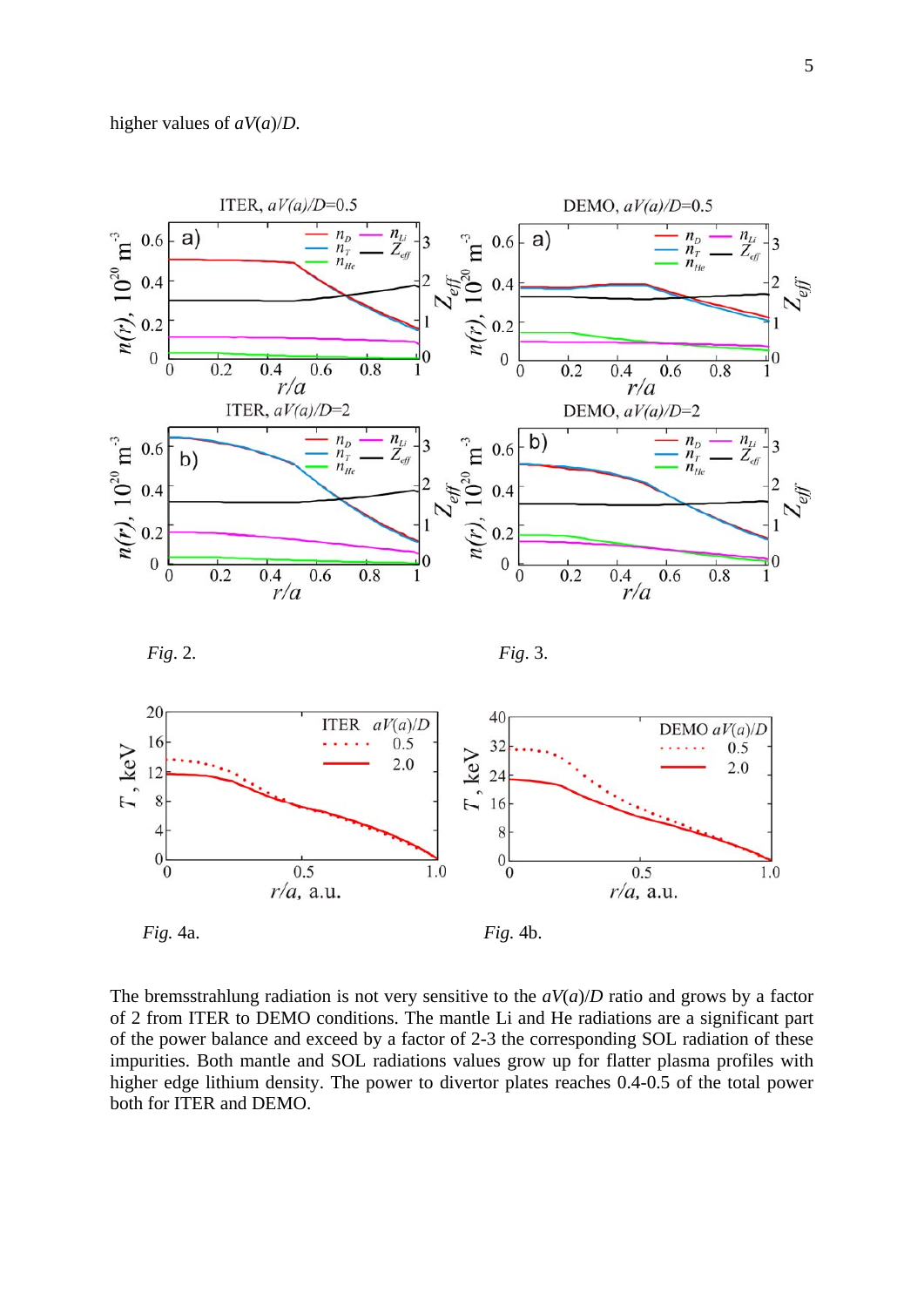higher values of $aV(a)/D$.

*Fig.* 2.

*Fig.* 3.

*Fig.* 4a.

*Fig.* 4b.

The bremsstrahlung radiation is not very sensitive to the $aV(a)/D$ ratio and grows by a factor of 2 from ITER to DEMO conditions. The mantle Li and He radiations are a significant part of the power balance and exceed by a factor of 2-3 the corresponding SOL radiation of these impurities. Both mantle and SOL radiations values grow up for flatter plasma profiles with higher edge lithium density. The power to divertor plates reaches 0.4-0.5 of the total power both for ITER and DEMO.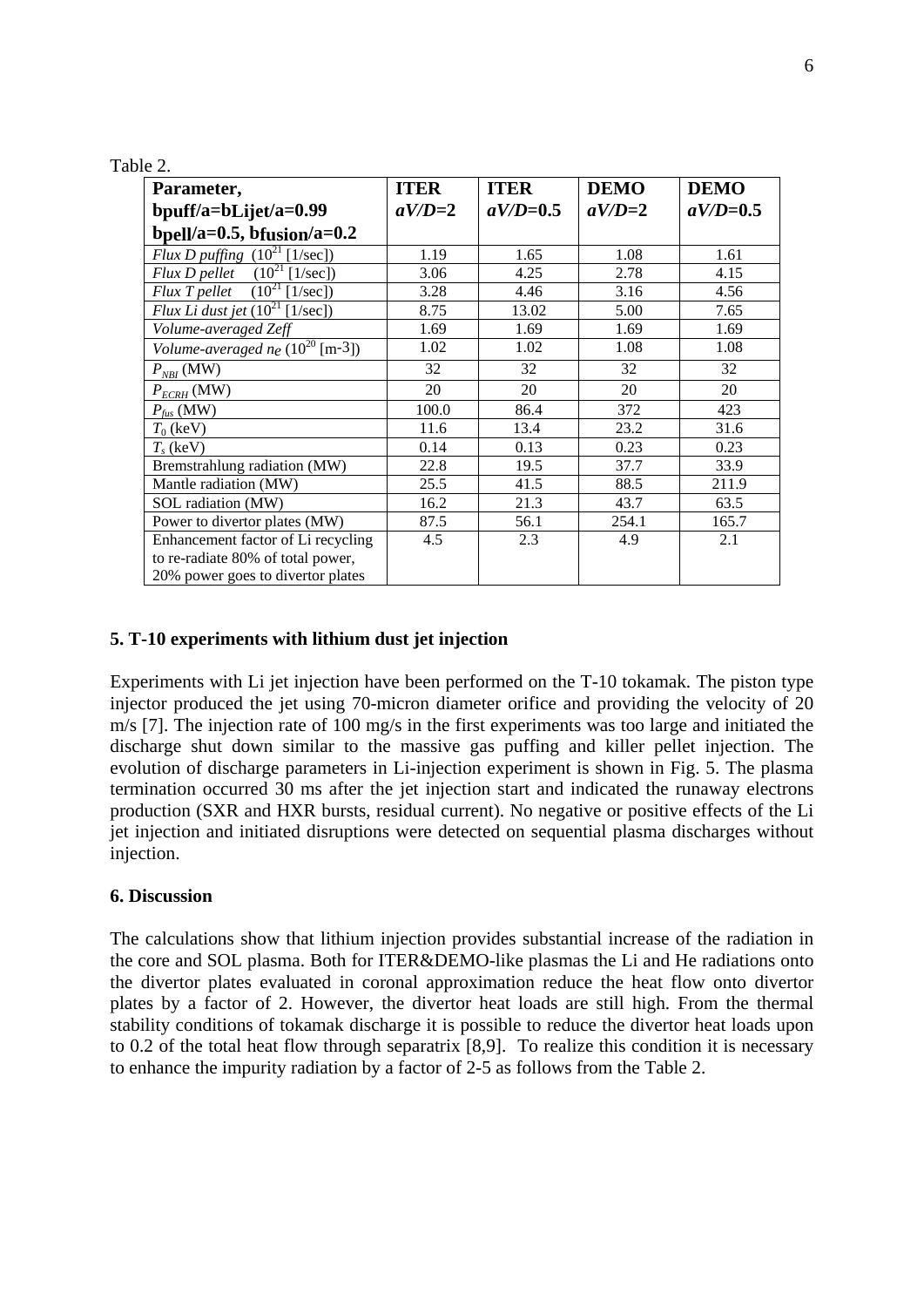Table 2.

| **Parameter, bpuff/a=bLijet/a=0.99 bpell/a=0.5, bfusion/a=0.2** | **ITER $aV/D$=2** | **ITER $aV/D$=0.5** | **DEMO $aV/D$=2** | **DEMO $aV/D$=0.5** |
|---|---|---|---|---|
| *Flux D puffing* ($10^{21}$ [1/sec]) | 1.19 | 1.65 | 1.08 | 1.61 |
| *Flux D pellet* ($10^{21}$ [1/sec]) | 3.06 | 4.25 | 2.78 | 4.15 |
| *Flux T pellet* ($10^{21}$ [1/sec]) | 3.28 | 4.46 | 3.16 | 4.56 |
| *Flux Li dust jet* ($10^{21}$ [1/sec]) | 8.75 | 13.02 | 5.00 | 7.65 |
| *Volume-averaged Zeff* | 1.69 | 1.69 | 1.69 | 1.69 |
| *Volume-averaged $n_e$* ($10^{20}$ [m-3]) | 1.02 | 1.02 | 1.08 | 1.08 |
| $P_{NBI}$ (MW) | 32 | 32 | 32 | 32 |
| $P_{ECRH}$ (MW) | 20 | 20 | 20 | 20 |
| $P_{fus}$ (MW) | 100.0 | 86.4 | 372 | 423 |
| $T_0$ (keV) | 11.6 | 13.4 | 23.2 | 31.6 |
| $T_s$ (keV) | 0.14 | 0.13 | 0.23 | 0.23 |
| Bremstrahlung radiation (MW) | 22.8 | 19.5 | 37.7 | 33.9 |
| Mantle radiation (MW) | 25.5 | 41.5 | 88.5 | 211.9 |
| SOL radiation (MW) | 16.2 | 21.3 | 43.7 | 63.5 |
| Power to divertor plates (MW) | 87.5 | 56.1 | 254.1 | 165.7 |
| Enhancement factor of Li recycling to re-radiate 80% of total power, 20% power goes to divertor plates | 4.5 | 2.3 | 4.9 | 2.1 |

## 5. T-10 experiments with lithium dust jet injection

Experiments with Li jet injection have been performed on the T-10 tokamak. The piston type injector produced the jet using 70-micron diameter orifice and providing the velocity of 20 m/s [7]. The injection rate of 100 mg/s in the first experiments was too large and initiated the discharge shut down similar to the massive gas puffing and killer pellet injection. The evolution of discharge parameters in Li-injection experiment is shown in Fig. 5. The plasma termination occurred 30 ms after the jet injection start and indicated the runaway electrons production (SXR and HXR bursts, residual current). No negative or positive effects of the Li jet injection and initiated disruptions were detected on sequential plasma discharges without injection.

## 6. Discussion

The calculations show that lithium injection provides substantial increase of the radiation in the core and SOL plasma. Both for ITER&DEMO-like plasmas the Li and He radiations onto the divertor plates evaluated in coronal approximation reduce the heat flow onto divertor plates by a factor of 2. However, the divertor heat loads are still high. From the thermal stability conditions of tokamak discharge it is possible to reduce the divertor heat loads upon to 0.2 of the total heat flow through separatrix [8,9]. To realize this condition it is necessary to enhance the impurity radiation by a factor of 2-5 as follows from the Table 2.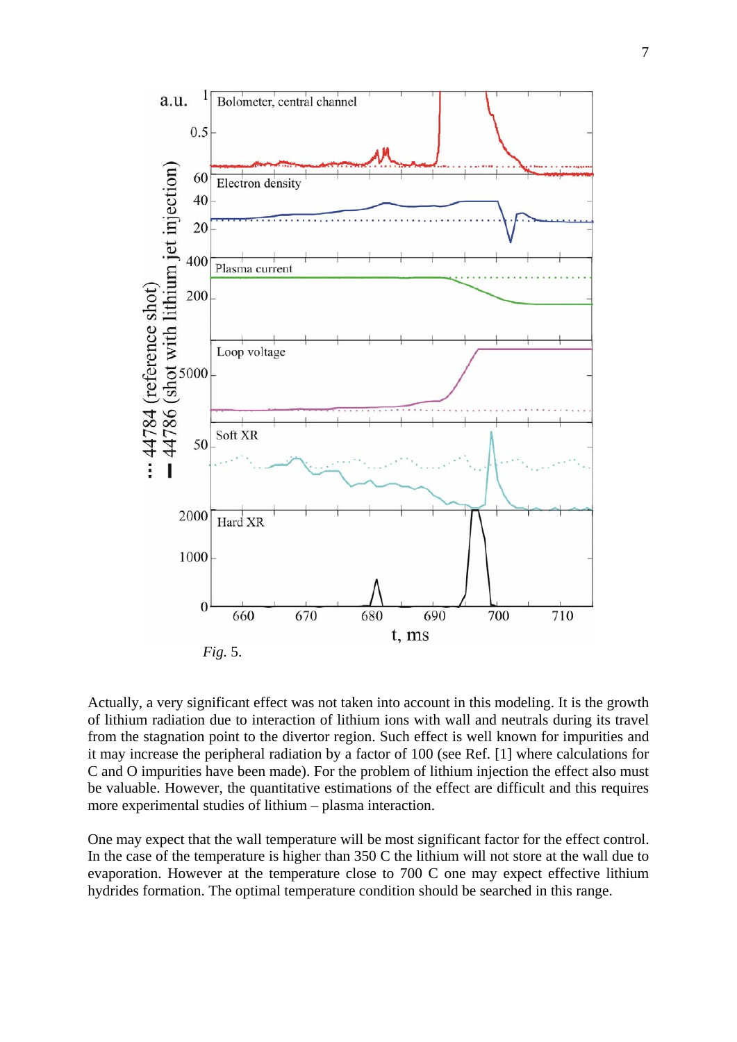*Fig.* 5.

Actually, a very significant effect was not taken into account in this modeling. It is the growth of lithium radiation due to interaction of lithium ions with wall and neutrals during its travel from the stagnation point to the divertor region. Such effect is well known for impurities and it may increase the peripheral radiation by a factor of 100 (see Ref. [1] where calculations for C and O impurities have been made). For the problem of lithium injection the effect also must be valuable. However, the quantitative estimations of the effect are difficult and this requires more experimental studies of lithium – plasma interaction.

One may expect that the wall temperature will be most significant factor for the effect control. In the case of the temperature is higher than 350 C the lithium will not store at the wall due to evaporation. However at the temperature close to 700 C one may expect effective lithium hydrides formation. The optimal temperature condition should be searched in this range.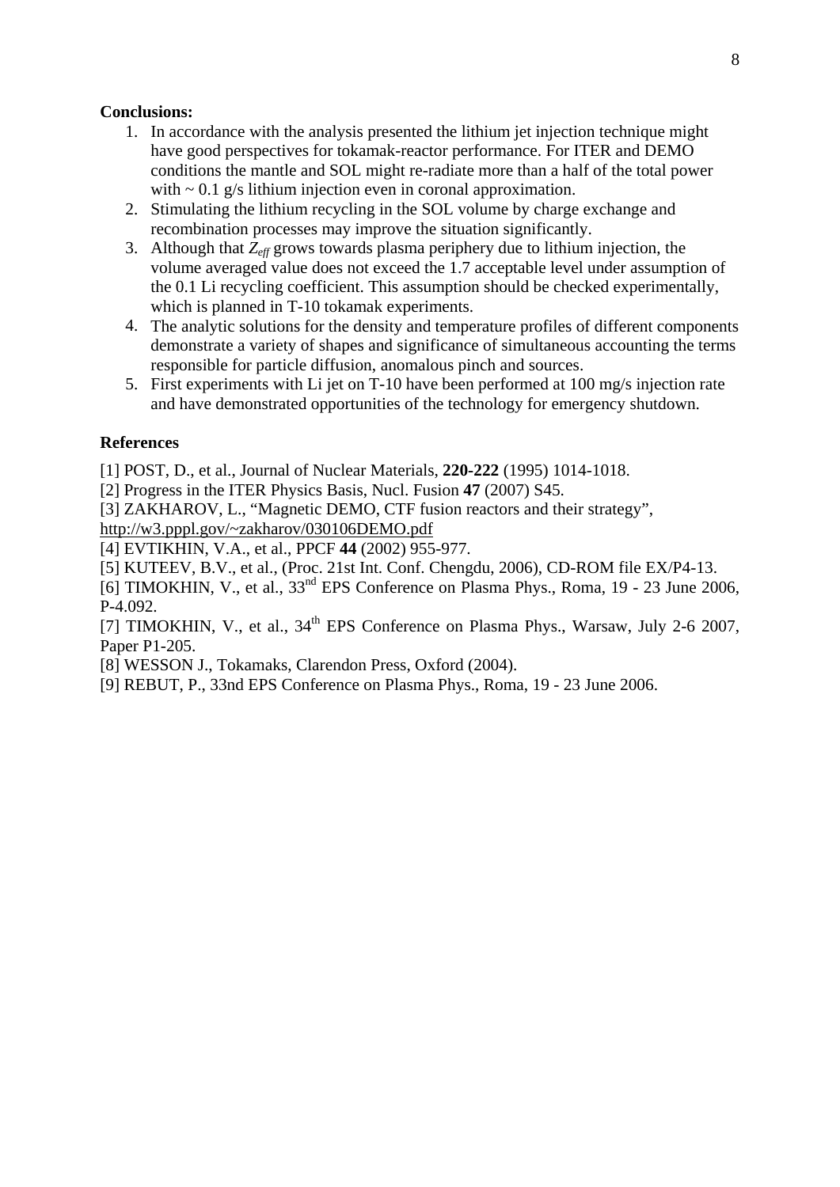**Conclusions:**

1. In accordance with the analysis presented the lithium jet injection technique might have good perspectives for tokamak-reactor performance. For ITER and DEMO conditions the mantle and SOL might re-radiate more than a half of the total power with ~ 0.1 g/s lithium injection even in coronal approximation.
2. Stimulating the lithium recycling in the SOL volume by charge exchange and recombination processes may improve the situation significantly.
3. Although that $Z_{eff}$ grows towards plasma periphery due to lithium injection, the volume averaged value does not exceed the 1.7 acceptable level under assumption of the 0.1 Li recycling coefficient. This assumption should be checked experimentally, which is planned in T-10 tokamak experiments.
4. The analytic solutions for the density and temperature profiles of different components demonstrate a variety of shapes and significance of simultaneous accounting the terms responsible for particle diffusion, anomalous pinch and sources.
5. First experiments with Li jet on T-10 have been performed at 100 mg/s injection rate and have demonstrated opportunities of the technology for emergency shutdown.

**References**

[1] POST, D., et al., Journal of Nuclear Materials, **220-222** (1995) 1014-1018.

[2] Progress in the ITER Physics Basis, Nucl. Fusion **47** (2007) S45.

[3] ZAKHAROV, L., "Magnetic DEMO, CTF fusion reactors and their strategy", http://w3.pppl.gov/~zakharov/030106DEMO.pdf

[4] EVTIKHIN, V.A., et al., PPCF **44** (2002) 955-977.

[5] KUTEEV, B.V., et al., (Proc. 21st Int. Conf. Chengdu, 2006), CD-ROM file EX/P4-13.

[6] TIMOKHIN, V., et al., 33nd EPS Conference on Plasma Phys., Roma, 19 - 23 June 2006, P-4.092.

[7] TIMOKHIN, V., et al., 34th EPS Conference on Plasma Phys., Warsaw, July 2-6 2007, Paper P1-205.

[8] WESSON J., Tokamaks, Clarendon Press, Oxford (2004).

[9] REBUT, P., 33nd EPS Conference on Plasma Phys., Roma, 19 - 23 June 2006.